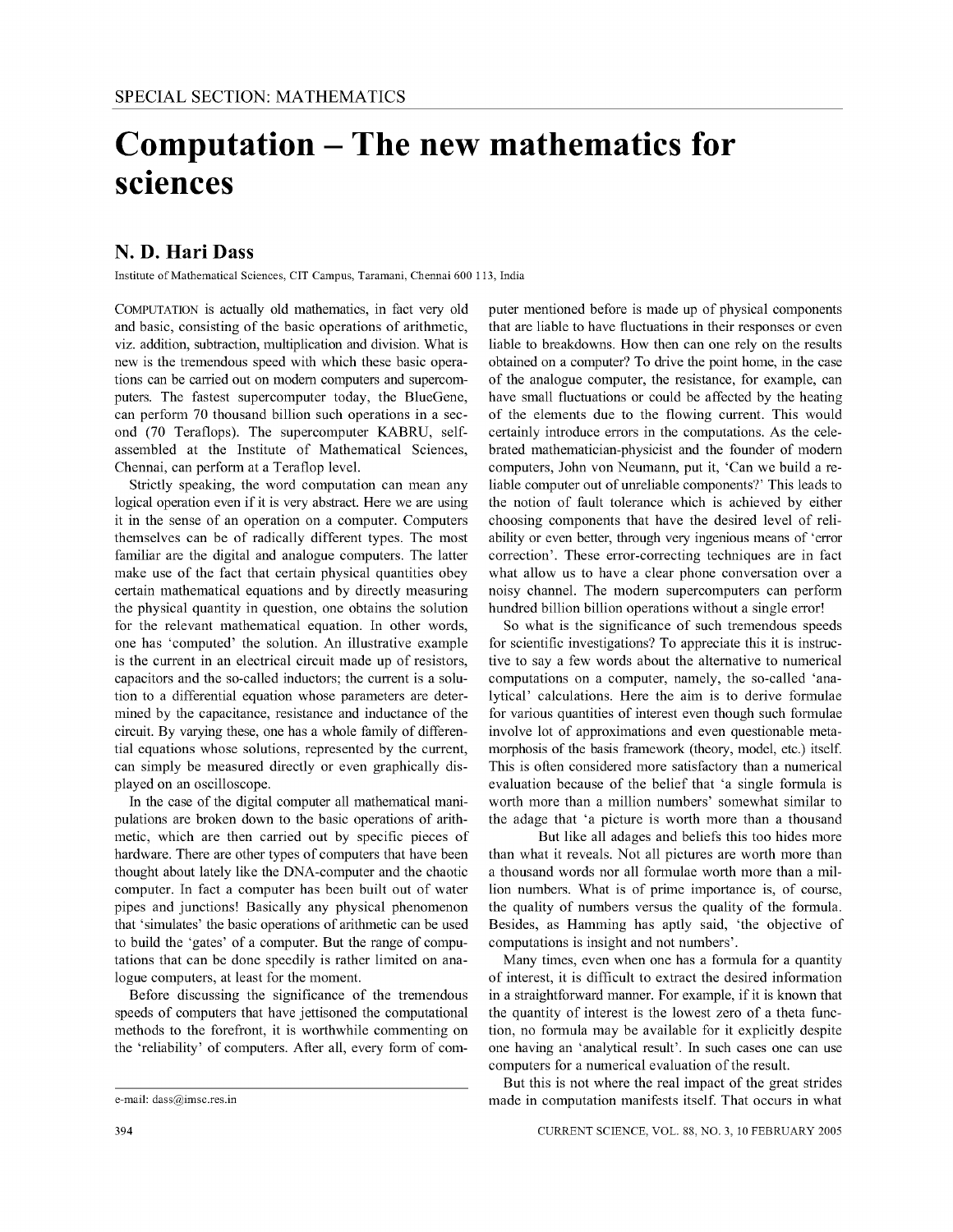# Computation – The new mathematics for sciences

## N. D. Hari Dass

Institute of Mathematical Sciences, CIT Campus, Taramani, Chennai 600 113, India

COMPUTATION is actually old mathematics, in fact very old and basic, consisting of the basic operations of arithmetic, viz. addition, subtraction, multiplication and division. What is new is the tremendous speed with which these basic operations can be carried out on modern computers and supercomputers. The fastest supercomputer today, the BlueGene, can perform 70 thousand billion such operations in a second (70 Teraflops). The supercomputer KABRU, self-assembled at the Institute of Mathematical Sciences, Chennai, can perform at a Teraflop level.

Strictly speaking, the word computation can mean any logical operation even if it is very abstract. Here we are using it in the sense of an operation on a computer. Computers themselves can be of radically different types. The most familiar are the digital and analogue computers. The latter make use of the fact that certain physical quantities obey certain mathematical equations and by directly measuring the physical quantity in question, one obtains the solution for the relevant mathematical equation. In other words, one has 'computed' the solution. An illustrative example is the current in an electrical circuit made up of resistors, capacitors and the so-called inductors; the current is a solution to a differential equation whose parameters are determined by the capacitance, resistance and inductance of the circuit. By varying these, one has a whole family of differential equations whose solutions, represented by the current, can simply be measured directly or even graphically displayed on an oscilloscope.

In the case of the digital computer all mathematical manipulations are broken down to the basic operations of arithmetic, which are then carried out by specific pieces of hardware. There are other types of computers that have been thought about lately like the DNA-computer and the chaotic computer. In fact a computer has been built out of water pipes and junctions! Basically any physical phenomenon that 'simulates' the basic operations of arithmetic can be used to build the 'gates' of a computer. But the range of computations that can be done speedily is rather limited on analogue computers, at least for the moment.

Before discussing the significance of the tremendous speeds of computers that have jettisoned the computational methods to the forefront, it is worthwhile commenting on the 'reliability' of computers. After all, every form of computer mentioned before is made up of physical components that are liable to have fluctuations in their responses or even liable to breakdowns. How then can one rely on the results obtained on a computer? To drive the point home, in the case of the analogue computer, the resistance, for example, can have small fluctuations or could be affected by the heating of the elements due to the flowing current. This would certainly introduce errors in the computations. As the celebrated mathematician-physicist and the founder of modern computers, John von Neumann, put it, 'Can we build a reliable computer out of unreliable components?' This leads to the notion of fault tolerance which is achieved by either choosing components that have the desired level of reliability or even better, through very ingenious means of 'error correction'. These error-correcting techniques are in fact what allow us to have a clear phone conversation over a noisy channel. The modern supercomputers can perform hundred billion billion operations without a single error!

So what is the significance of such tremendous speeds for scientific investigations? To appreciate this it is instructive to say a few words about the alternative to numerical computations on a computer, namely, the so-called 'analytical' calculations. Here the aim is to derive formulae for various quantities of interest even though such formulae involve lot of approximations and even questionable metamorphosis of the basis framework (theory, model, etc.) itself. This is often considered more satisfactory than a numerical evaluation because of the belief that 'a single formula is worth more than a million numbers' somewhat similar to the adage that 'a picture is worth more than a thousand But like all adages and beliefs this too hides more than what it reveals. Not all pictures are worth more than a thousand words nor all formulae worth more than a million numbers. What is of prime importance is, of course, the quality of numbers versus the quality of the formula. Besides, as Hamming has aptly said, 'the objective of computations is insight and not numbers'.

Many times, even when one has a formula for a quantity of interest, it is difficult to extract the desired information in a straightforward manner. For example, if it is known that the quantity of interest is the lowest zero of a theta function, no formula may be available for it explicitly despite one having an 'analytical result'. In such cases one can use computers for a numerical evaluation of the result.

But this is not where the real impact of the great strides made in computation manifests itself. That occurs in what

e-mail: dass@imsc.res.in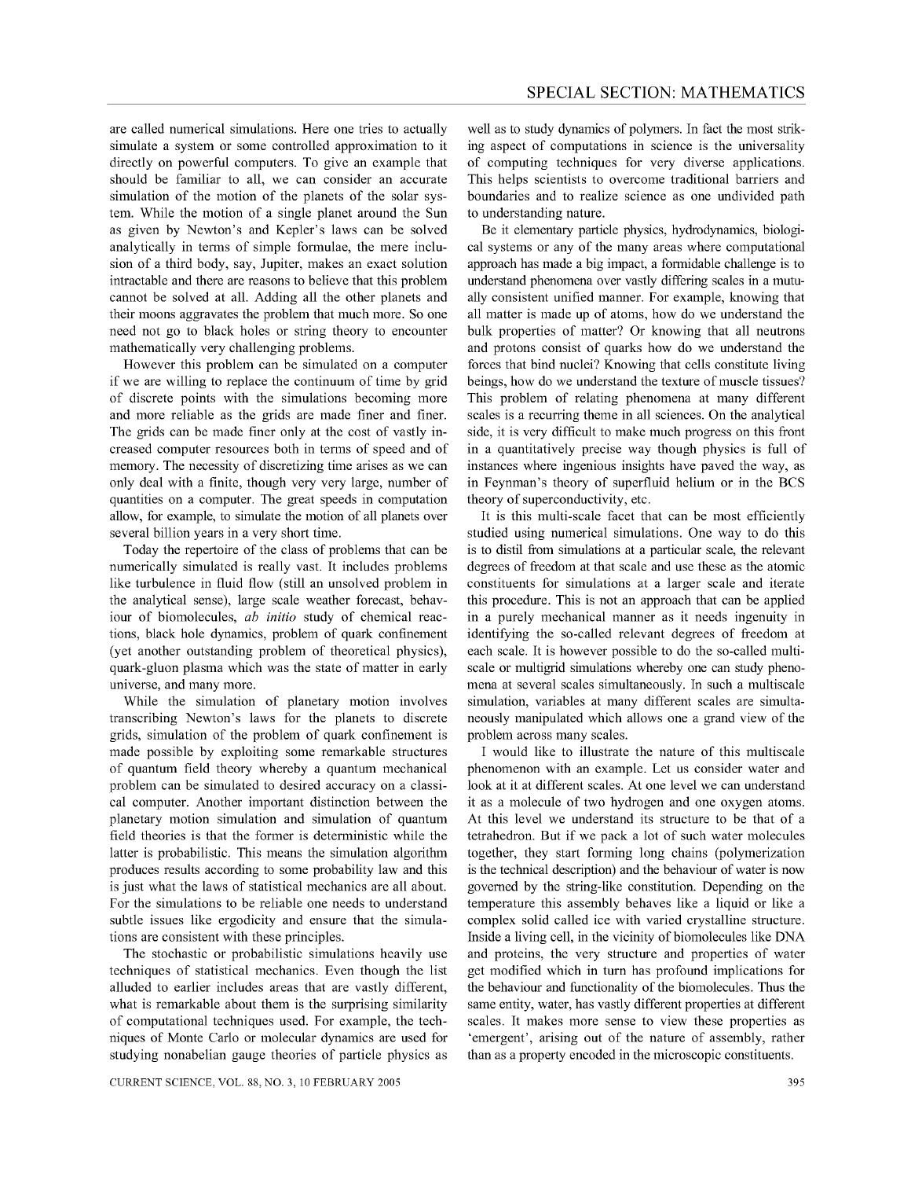are called numerical simulations. Here one tries to actually simulate a system or some controlled approximation to it directly on powerful computers. To give an example that should be familiar to all, we can consider an accurate simulation of the motion of the planets of the solar system. While the motion of a single planet around the Sun as given by Newton's and Kepler's laws can be solved analytically in terms of simple formulae, the mere inclusion of a third body, say, Jupiter, makes an exact solution intractable and there are reasons to believe that this problem cannot be solved at all. Adding all the other planets and their moons aggravates the problem that much more. So one need not go to black holes or string theory to encounter mathematically very challenging problems.

However this problem can be simulated on a computer if we are willing to replace the continuum of time by grid of discrete points with the simulations becoming more and more reliable as the grids are made finer and finer. The grids can be made finer only at the cost of vastly increased computer resources both in terms of speed and of memory. The necessity of discretizing time arises as we can only deal with a finite, though very very large, number of quantities on a computer. The great speeds in computation allow, for example, to simulate the motion of all planets over several billion years in a very short time.

Today the repertoire of the class of problems that can be numerically simulated is really vast. It includes problems like turbulence in fluid flow (still an unsolved problem in the analytical sense), large scale weather forecast, behaviour of biomolecules, *ab initio* study of chemical reactions, black hole dynamics, problem of quark confinement (yet another outstanding problem of theoretical physics), quark-gluon plasma which was the state of matter in early universe, and many more.

While the simulation of planetary motion involves transcribing Newton's laws for the planets to discrete grids, simulation of the problem of quark confinement is made possible by exploiting some remarkable structures of quantum field theory whereby a quantum mechanical problem can be simulated to desired accuracy on a classical computer. Another important distinction between the planetary motion simulation and simulation of quantum field theories is that the former is deterministic while the latter is probabilistic. This means the simulation algorithm produces results according to some probability law and this is just what the laws of statistical mechanics are all about. For the simulations to be reliable one needs to understand subtle issues like ergodicity and ensure that the simulations are consistent with these principles.

The stochastic or probabilistic simulations heavily use techniques of statistical mechanics. Even though the list alluded to earlier includes areas that are vastly different, what is remarkable about them is the surprising similarity of computational techniques used. For example, the techniques of Monte Carlo or molecular dynamics are used for studying nonabelian gauge theories of particle physics as well as to study dynamics of polymers. In fact the most striking aspect of computations in science is the universality of computing techniques for very diverse applications. This helps scientists to overcome traditional barriers and boundaries and to realize science as one undivided path to understanding nature.

Be it elementary particle physics, hydrodynamics, biological systems or any of the many areas where computational approach has made a big impact, a formidable challenge is to understand phenomena over vastly differing scales in a mutually consistent unified manner. For example, knowing that all matter is made up of atoms, how do we understand the bulk properties of matter? Or knowing that all neutrons and protons consist of quarks how do we understand the forces that bind nuclei? Knowing that cells constitute living beings, how do we understand the texture of muscle tissues? This problem of relating phenomena at many different scales is a recurring theme in all sciences. On the analytical side, it is very difficult to make much progress on this front in a quantitatively precise way though physics is full of instances where ingenious insights have paved the way, as in Feynman's theory of superfluid helium or in the BCS theory of superconductivity, etc.

It is this multi-scale facet that can be most efficiently studied using numerical simulations. One way to do this is to distil from simulations at a particular scale, the relevant degrees of freedom at that scale and use these as the atomic constituents for simulations at a larger scale and iterate this procedure. This is not an approach that can be applied in a purely mechanical manner as it needs ingenuity in identifying the so-called relevant degrees of freedom at each scale. It is however possible to do the so-called multiscale or multigrid simulations whereby one can study phenomena at several scales simultaneously. In such a multiscale simulation, variables at many different scales are simultaneously manipulated which allows one a grand view of the problem across many scales.

I would like to illustrate the nature of this multiscale phenomenon with an example. Let us consider water and look at it at different scales. At one level we can understand it as a molecule of two hydrogen and one oxygen atoms. At this level we understand its structure to be that of a tetrahedron. But if we pack a lot of such water molecules together, they start forming long chains (polymerization is the technical description) and the behaviour of water is now governed by the string-like constitution. Depending on the temperature this assembly behaves like a liquid or like a complex solid called ice with varied crystalline structure. Inside a living cell, in the vicinity of biomolecules like DNA and proteins, the very structure and properties of water get modified which in turn has profound implications for the behaviour and functionality of the biomolecules. Thus the same entity, water, has vastly different properties at different scales. It makes more sense to view these properties as 'emergent', arising out of the nature of assembly, rather than as a property encoded in the microscopic constituents.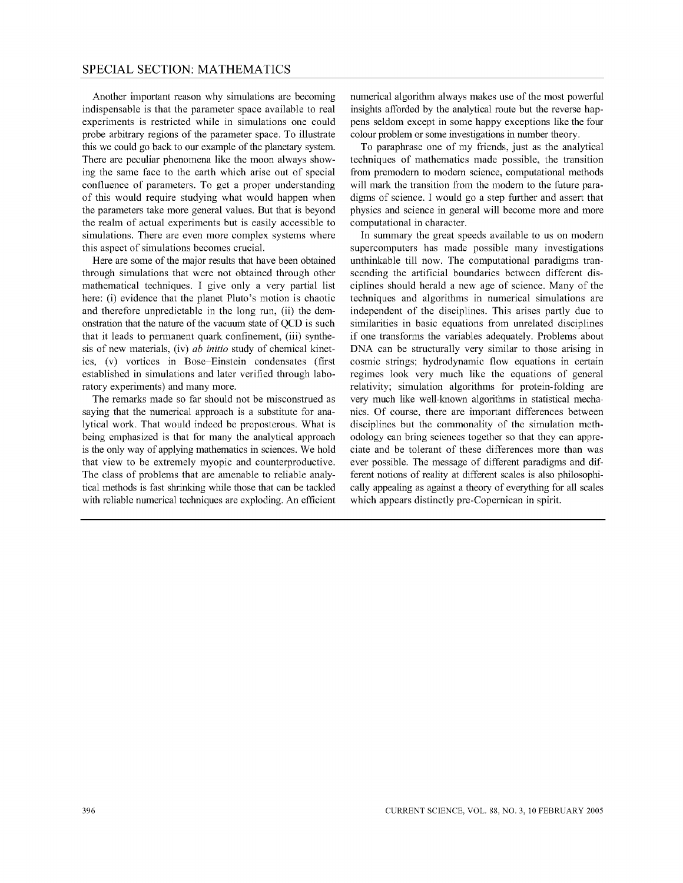Another important reason why simulations are becoming indispensable is that the parameter space available to real experiments is restricted while in simulations one could probe arbitrary regions of the parameter space. To illustrate this we could go back to our example of the planetary system. There are peculiar phenomena like the moon always showing the same face to the earth which arise out of special confluence of parameters. To get a proper understanding of this would require studying what would happen when the parameters take more general values. But that is beyond the realm of actual experiments but is easily accessible to simulations. There are even more complex systems where this aspect of simulations becomes crucial.

Here are some of the major results that have been obtained through simulations that were not obtained through other mathematical techniques. I give only a very partial list here: (i) evidence that the planet Pluto's motion is chaotic and therefore unpredictable in the long run, (ii) the demonstration that the nature of the vacuum state of QCD is such that it leads to permanent quark confinement, (iii) synthesis of new materials, (iv) *ab initio* study of chemical kinetics, (v) vortices in Bose–Einstein condensates (first established in simulations and later verified through laboratory experiments) and many more.

The remarks made so far should not be misconstrued as saying that the numerical approach is a substitute for analytical work. That would indeed be preposterous. What is being emphasized is that for many the analytical approach is the only way of applying mathematics in sciences. We hold that view to be extremely myopic and counterproductive. The class of problems that are amenable to reliable analytical methods is fast shrinking while those that can be tackled with reliable numerical techniques are exploding. An efficient numerical algorithm always makes use of the most powerful insights afforded by the analytical route but the reverse happens seldom except in some happy exceptions like the four colour problem or some investigations in number theory.

To paraphrase one of my friends, just as the analytical techniques of mathematics made possible, the transition from premodern to modern science, computational methods will mark the transition from the modern to the future paradigms of science. I would go a step further and assert that physics and science in general will become more and more computational in character.

In summary the great speeds available to us on modern supercomputers has made possible many investigations unthinkable till now. The computational paradigms transcending the artificial boundaries between different disciplines should herald a new age of science. Many of the techniques and algorithms in numerical simulations are independent of the disciplines. This arises partly due to similarities in basic equations from unrelated disciplines if one transforms the variables adequately. Problems about DNA can be structurally very similar to those arising in cosmic strings; hydrodynamic flow equations in certain regimes look very much like the equations of general relativity; simulation algorithms for protein-folding are very much like well-known algorithms in statistical mechanics. Of course, there are important differences between disciplines but the commonality of the simulation methodology can bring sciences together so that they can appreciate and be tolerant of these differences more than was ever possible. The message of different paradigms and different notions of reality at different scales is also philosophically appealing as against a theory of everything for all scales which appears distinctly pre-Copernican in spirit.